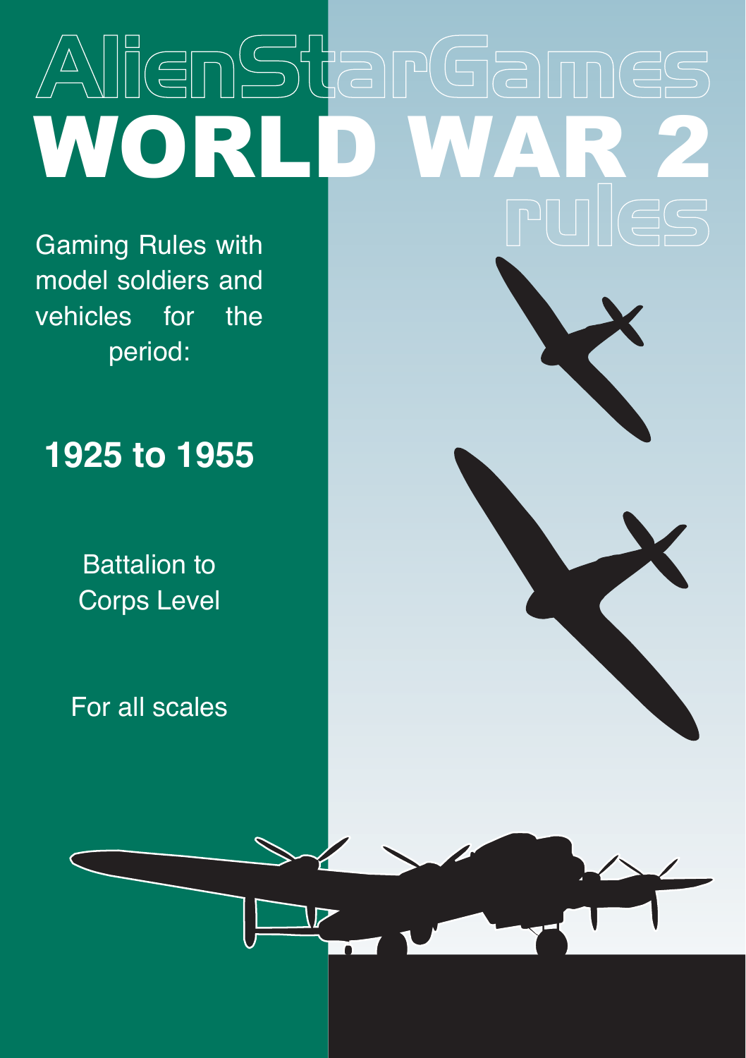# AlienStarGames

# WORLD WAR 2

## rules

Gaming Rules with model soldiers and vehicles for the period:

**1925 to 1955**

Battalion to Corps Level

For all scales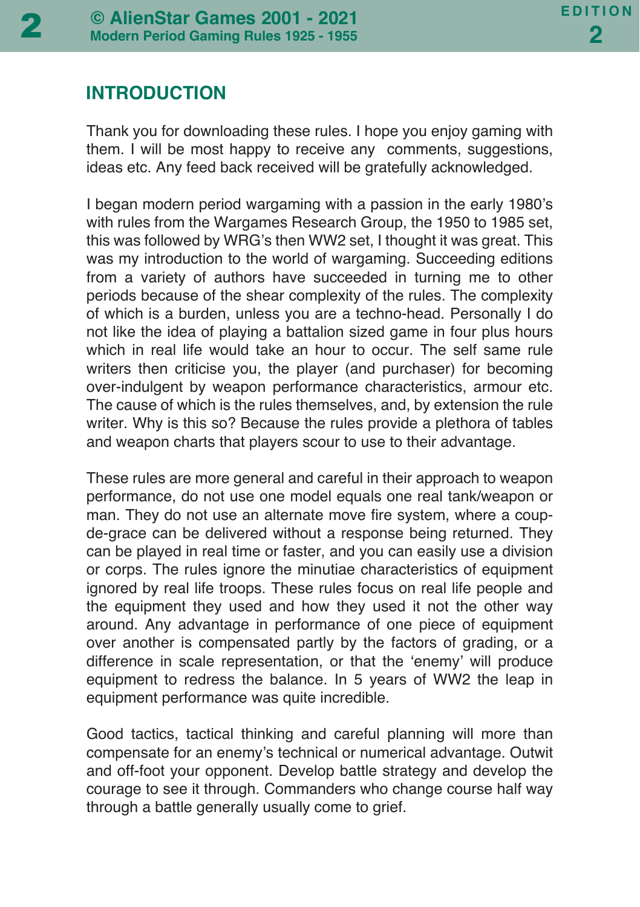## INTRODUCTION

Thank you for downloading these rules. I hope you enjoy gaming with them. I will be most happy to receive any  comments, suggestions, ideas etc. Any feed back received will be gratefully acknowledged.

I began modern period wargaming with a passion in the early 1980's with rules from the Wargames Research Group, the 1950 to 1985 set, this was followed by WRG's then WW2 set, I thought it was great. This was my introduction to the world of wargaming. Succeeding editions from a variety of authors have succeeded in turning me to other periods because of the shear complexity of the rules. The complexity of which is a burden, unless you are a techno-head. Personally I do not like the idea of playing a battalion sized game in four plus hours which in real life would take an hour to occur. The self same rule writers then criticise you, the player (and purchaser) for becoming over-indulgent by weapon performance characteristics, armour etc. The cause of which is the rules themselves, and, by extension the rule writer. Why is this so? Because the rules provide a plethora of tables and weapon charts that players scour to use to their advantage.

These rules are more general and careful in their approach to weapon performance, do not use one model equals one real tank/weapon or man. They do not use an alternate move fire system, where a coup-de-grace can be delivered without a response being returned. They can be played in real time or faster, and you can easily use a division or corps. The rules ignore the minutiae characteristics of equipment ignored by real life troops. These rules focus on real life people and the equipment they used and how they used it not the other way around. Any advantage in performance of one piece of equipment over another is compensated partly by the factors of grading, or a difference in scale representation, or that the 'enemy' will produce equipment to redress the balance. In 5 years of WW2 the leap in equipment performance was quite incredible.

Good tactics, tactical thinking and careful planning will more than compensate for an enemy's technical or numerical advantage. Outwit and off-foot your opponent. Develop battle strategy and develop the courage to see it through. Commanders who change course half way through a battle generally usually come to grief.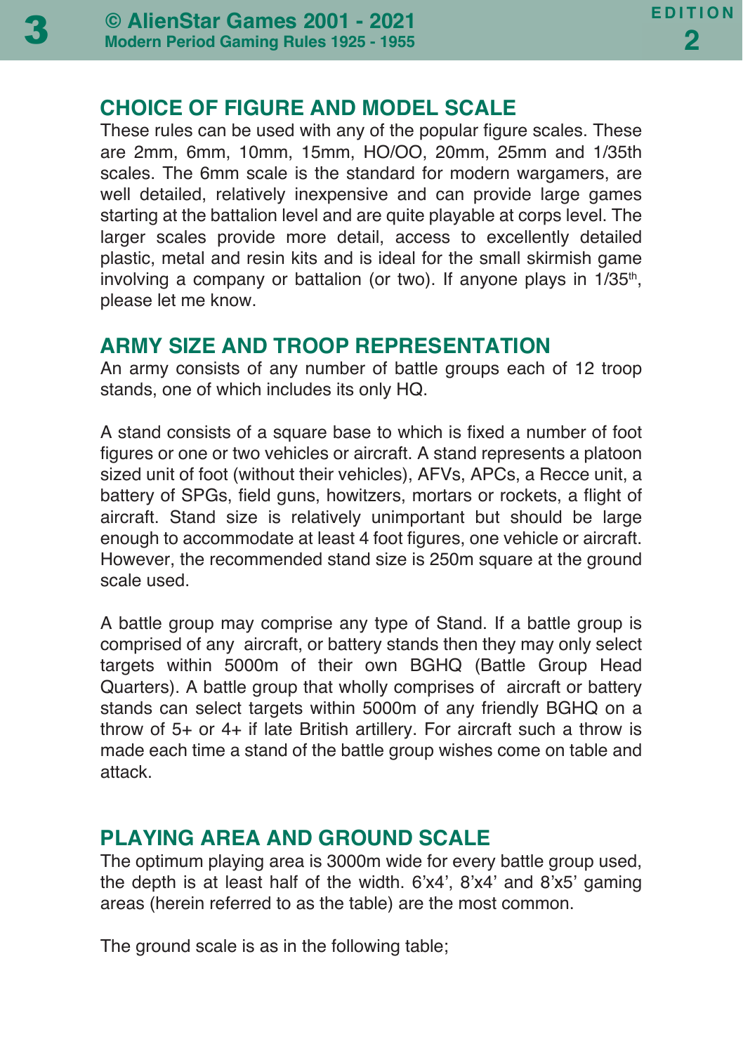## CHOICE OF FIGURE AND MODEL SCALE

These rules can be used with any of the popular figure scales. These are 2mm, 6mm, 10mm, 15mm, HO/OO, 20mm, 25mm and 1/35th scales. The 6mm scale is the standard for modern wargamers, are well detailed, relatively inexpensive and can provide large games starting at the battalion level and are quite playable at corps level. The larger scales provide more detail, access to excellently detailed plastic, metal and resin kits and is ideal for the small skirmish game involving a company or battalion (or two). If anyone plays in 1/35th, please let me know.

## ARMY SIZE AND TROOP REPRESENTATION

An army consists of any number of battle groups each of 12 troop stands, one of which includes its only HQ.

A stand consists of a square base to which is fixed a number of foot figures or one or two vehicles or aircraft. A stand represents a platoon sized unit of foot (without their vehicles), AFVs, APCs, a Recce unit, a battery of SPGs, field guns, howitzers, mortars or rockets, a flight of aircraft. Stand size is relatively unimportant but should be large enough to accommodate at least 4 foot figures, one vehicle or aircraft. However, the recommended stand size is 250m square at the ground scale used.

A battle group may comprise any type of Stand. If a battle group is comprised of any aircraft, or battery stands then they may only select targets within 5000m of their own BGHQ (Battle Group Head Quarters). A battle group that wholly comprises of aircraft or battery stands can select targets within 5000m of any friendly BGHQ on a throw of 5+ or 4+ if late British artillery. For aircraft such a throw is made each time a stand of the battle group wishes come on table and attack.

## PLAYING AREA AND GROUND SCALE

The optimum playing area is 3000m wide for every battle group used, the depth is at least half of the width. 6'x4', 8'x4' and 8'x5' gaming areas (herein referred to as the table) are the most common.

The ground scale is as in the following table;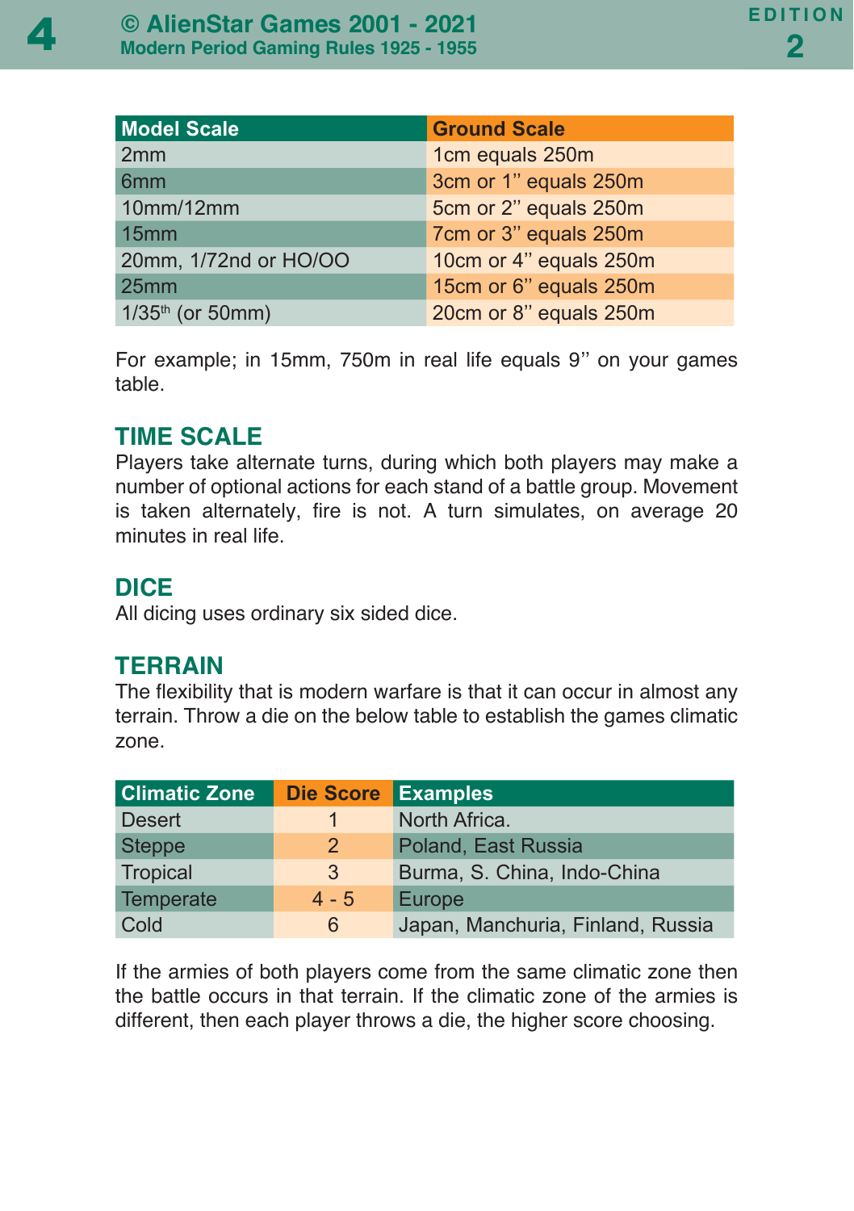| Model Scale | Ground Scale |
| --- | --- |
| 2mm | 1cm equals 250m |
| 6mm | 3cm or 1” equals 250m |
| 10mm/12mm | 5cm or 2” equals 250m |
| 15mm | 7cm or 3” equals 250m |
| 20mm, 1/72nd or HO/OO | 10cm or 4” equals 250m |
| 25mm | 15cm or 6” equals 250m |
| 1/35th (or 50mm) | 20cm or 8” equals 250m |

For example; in 15mm, 750m in real life equals 9” on your games table.

## TIME SCALE

Players take alternate turns, during which both players may make a number of optional actions for each stand of a battle group. Movement is taken alternately, fire is not. A turn simulates, on average 20 minutes in real life.

## DICE

All dicing uses ordinary six sided dice.

## TERRAIN

The flexibility that is modern warfare is that it can occur in almost any terrain. Throw a die on the below table to establish the games climatic zone.

| Climatic Zone | Die Score | Examples |
| --- | --- | --- |
| Desert | 1 | North Africa. |
| Steppe | 2 | Poland, East Russia |
| Tropical | 3 | Burma, S. China, Indo-China |
| Temperate | 4 - 5 | Europe |
| Cold | 6 | Japan, Manchuria, Finland, Russia |

If the armies of both players come from the same climatic zone then the battle occurs in that terrain. If the climatic zone of the armies is different, then each player throws a die, the higher score choosing.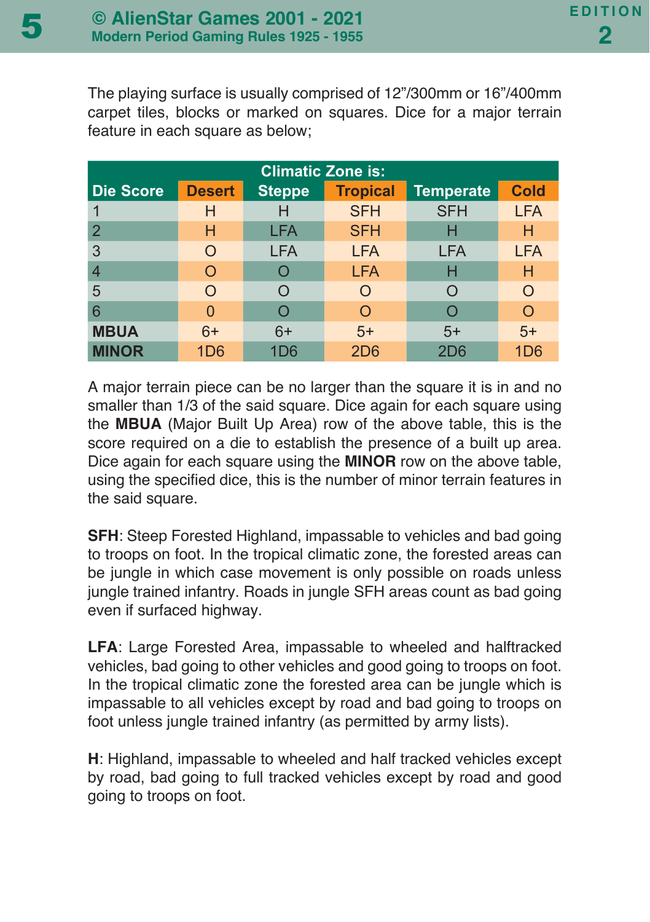The playing surface is usually comprised of 12"/300mm or 16"/400mm carpet tiles, blocks or marked on squares. Dice for a major terrain feature in each square as below;

| | Climatic Zone is: | | | | |
|---|---|---|---|---|---|
| Die Score | Desert | Steppe | Tropical | Temperate | Cold |
| 1 | H | H | SFH | SFH | LFA |
| 2 | H | LFA | SFH | H | H |
| 3 | O | LFA | LFA | LFA | LFA |
| 4 | O | O | LFA | H | H |
| 5 | O | O | O | O | O |
| 6 | 0 | O | O | O | O |
| **MBUA** | 6+ | 6+ | 5+ | 5+ | 5+ |
| **MINOR** | 1D6 | 1D6 | 2D6 | 2D6 | 1D6 |

A major terrain piece can be no larger than the square it is in and no smaller than 1/3 of the said square. Dice again for each square using the **MBUA** (Major Built Up Area) row of the above table, this is the score required on a die to establish the presence of a built up area. Dice again for each square using the **MINOR** row on the above table, using the specified dice, this is the number of minor terrain features in the said square.

**SFH**: Steep Forested Highland, impassable to vehicles and bad going to troops on foot. In the tropical climatic zone, the forested areas can be jungle in which case movement is only possible on roads unless jungle trained infantry. Roads in jungle SFH areas count as bad going even if surfaced highway.

**LFA**: Large Forested Area, impassable to wheeled and halftracked vehicles, bad going to other vehicles and good going to troops on foot. In the tropical climatic zone the forested area can be jungle which is impassable to all vehicles except by road and bad going to troops on foot unless jungle trained infantry (as permitted by army lists).

**H**: Highland, impassable to wheeled and half tracked vehicles except by road, bad going to full tracked vehicles except by road and good going to troops on foot.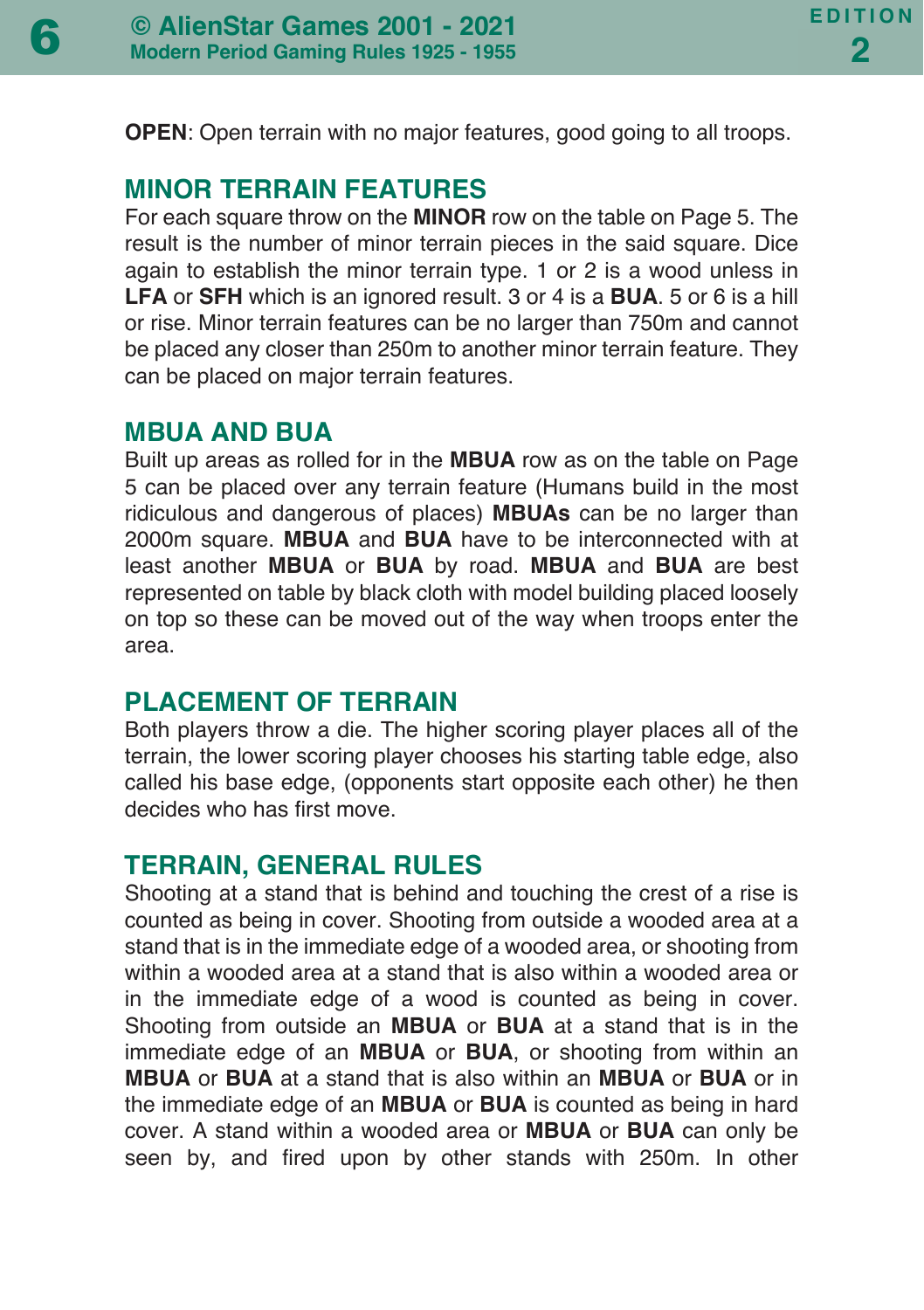**OPEN**: Open terrain with no major features, good going to all troops.

## MINOR TERRAIN FEATURES

For each square throw on the **MINOR** row on the table on Page 5. The result is the number of minor terrain pieces in the said square. Dice again to establish the minor terrain type. 1 or 2 is a wood unless in **LFA** or **SFH** which is an ignored result. 3 or 4 is a **BUA**. 5 or 6 is a hill or rise. Minor terrain features can be no larger than 750m and cannot be placed any closer than 250m to another minor terrain feature. They can be placed on major terrain features.

## MBUA AND BUA

Built up areas as rolled for in the **MBUA** row as on the table on Page 5 can be placed over any terrain feature (Humans build in the most ridiculous and dangerous of places) **MBUAs** can be no larger than 2000m square. **MBUA** and **BUA** have to be interconnected with at least another **MBUA** or **BUA** by road. **MBUA** and **BUA** are best represented on table by black cloth with model building placed loosely on top so these can be moved out of the way when troops enter the area.

## PLACEMENT OF TERRAIN

Both players throw a die. The higher scoring player places all of the terrain, the lower scoring player chooses his starting table edge, also called his base edge, (opponents start opposite each other) he then decides who has first move.

## TERRAIN, GENERAL RULES

Shooting at a stand that is behind and touching the crest of a rise is counted as being in cover. Shooting from outside a wooded area at a stand that is in the immediate edge of a wooded area, or shooting from within a wooded area at a stand that is also within a wooded area or in the immediate edge of a wood is counted as being in cover. Shooting from outside an **MBUA** or **BUA** at a stand that is in the immediate edge of an **MBUA** or **BUA**, or shooting from within an **MBUA** or **BUA** at a stand that is also within an **MBUA** or **BUA** or in the immediate edge of an **MBUA** or **BUA** is counted as being in hard cover. A stand within a wooded area or **MBUA** or **BUA** can only be seen by, and fired upon by other stands with 250m. In other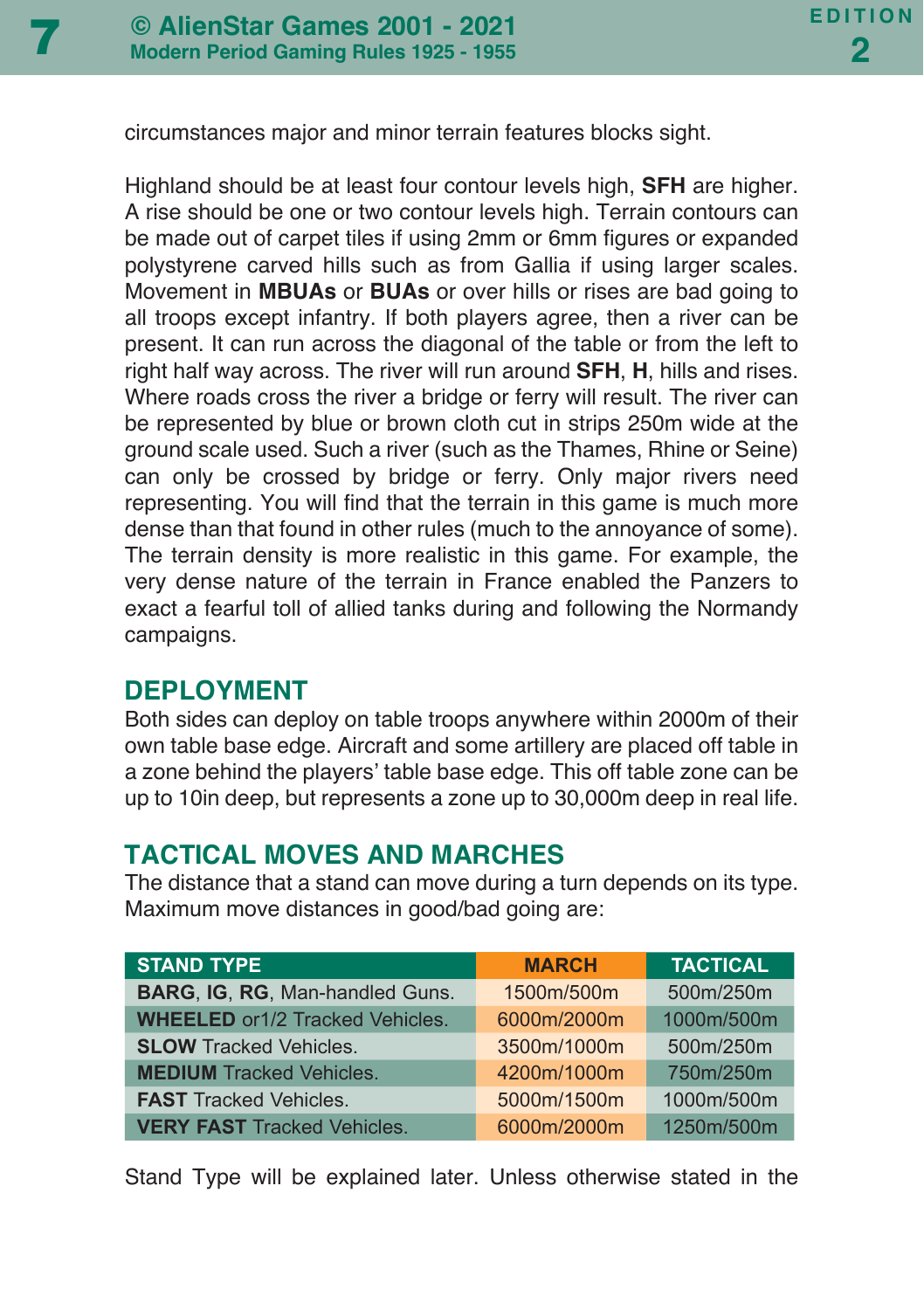circumstances major and minor terrain features blocks sight.

Highland should be at least four contour levels high, **SFH** are higher. A rise should be one or two contour levels high. Terrain contours can be made out of carpet tiles if using 2mm or 6mm figures or expanded polystyrene carved hills such as from Gallia if using larger scales. Movement in **MBUAs** or **BUAs** or over hills or rises are bad going to all troops except infantry. If both players agree, then a river can be present. It can run across the diagonal of the table or from the left to right half way across. The river will run around **SFH**, **H**, hills and rises. Where roads cross the river a bridge or ferry will result. The river can be represented by blue or brown cloth cut in strips 250m wide at the ground scale used. Such a river (such as the Thames, Rhine or Seine) can only be crossed by bridge or ferry. Only major rivers need representing. You will find that the terrain in this game is much more dense than that found in other rules (much to the annoyance of some). The terrain density is more realistic in this game. For example, the very dense nature of the terrain in France enabled the Panzers to exact a fearful toll of allied tanks during and following the Normandy campaigns.

## DEPLOYMENT

Both sides can deploy on table troops anywhere within 2000m of their own table base edge. Aircraft and some artillery are placed off table in a zone behind the players' table base edge. This off table zone can be up to 10in deep, but represents a zone up to 30,000m deep in real life.

## TACTICAL MOVES AND MARCHES

The distance that a stand can move during a turn depends on its type. Maximum move distances in good/bad going are:

| STAND TYPE | MARCH | TACTICAL |
|---|---|---|
| **BARG**, **IG**, **RG**, Man-handled Guns. | 1500m/500m | 500m/250m |
| **WHEELED** or1/2 Tracked Vehicles. | 6000m/2000m | 1000m/500m |
| **SLOW** Tracked Vehicles. | 3500m/1000m | 500m/250m |
| **MEDIUM** Tracked Vehicles. | 4200m/1000m | 750m/250m |
| **FAST** Tracked Vehicles. | 5000m/1500m | 1000m/500m |
| **VERY FAST** Tracked Vehicles. | 6000m/2000m | 1250m/500m |

Stand Type will be explained later. Unless otherwise stated in the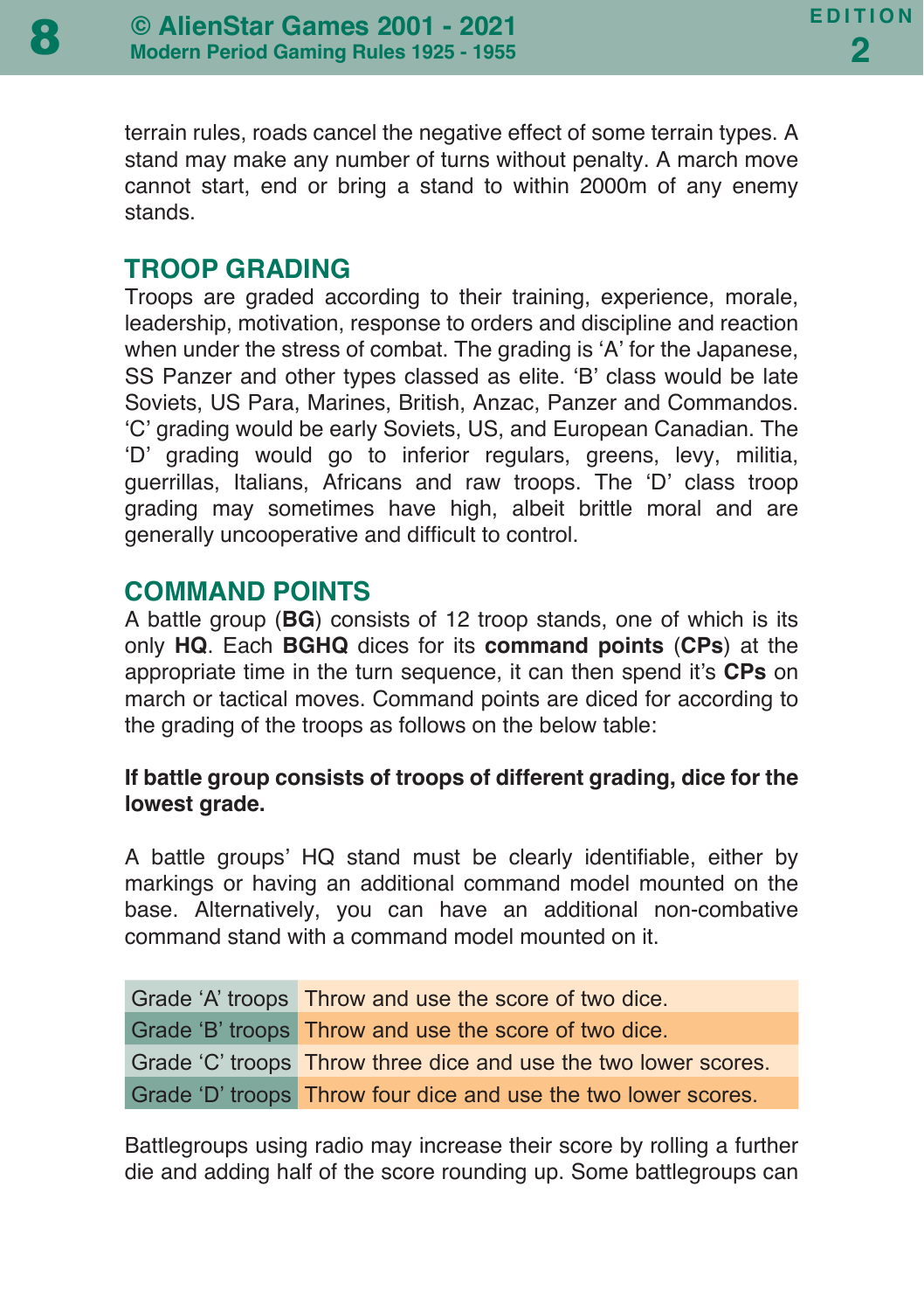terrain rules, roads cancel the negative effect of some terrain types. A stand may make any number of turns without penalty. A march move cannot start, end or bring a stand to within 2000m of any enemy stands.

## TROOP GRADING

Troops are graded according to their training, experience, morale, leadership, motivation, response to orders and discipline and reaction when under the stress of combat. The grading is 'A' for the Japanese, SS Panzer and other types classed as elite. 'B' class would be late Soviets, US Para, Marines, British, Anzac, Panzer and Commandos. 'C' grading would be early Soviets, US, and European Canadian. The 'D' grading would go to inferior regulars, greens, levy, militia, guerrillas, Italians, Africans and raw troops. The 'D' class troop grading may sometimes have high, albeit brittle moral and are generally uncooperative and difficult to control.

## COMMAND POINTS

A battle group (**BG**) consists of 12 troop stands, one of which is its only **HQ**. Each **BGHQ** dices for its **command points** (**CPs**) at the appropriate time in the turn sequence, it can then spend it's **CPs** on march or tactical moves. Command points are diced for according to the grading of the troops as follows on the below table:

**If battle group consists of troops of different grading, dice for the lowest grade.**

A battle groups' HQ stand must be clearly identifiable, either by markings or having an additional command model mounted on the base. Alternatively, you can have an additional non-combative command stand with a command model mounted on it.

| | |
|---|---|
| Grade 'A' troops | Throw and use the score of two dice. |
| Grade 'B' troops | Throw and use the score of two dice. |
| Grade 'C' troops | Throw three dice and use the two lower scores. |
| Grade 'D' troops | Throw four dice and use the two lower scores. |

Battlegroups using radio may increase their score by rolling a further die and adding half of the score rounding up. Some battlegroups can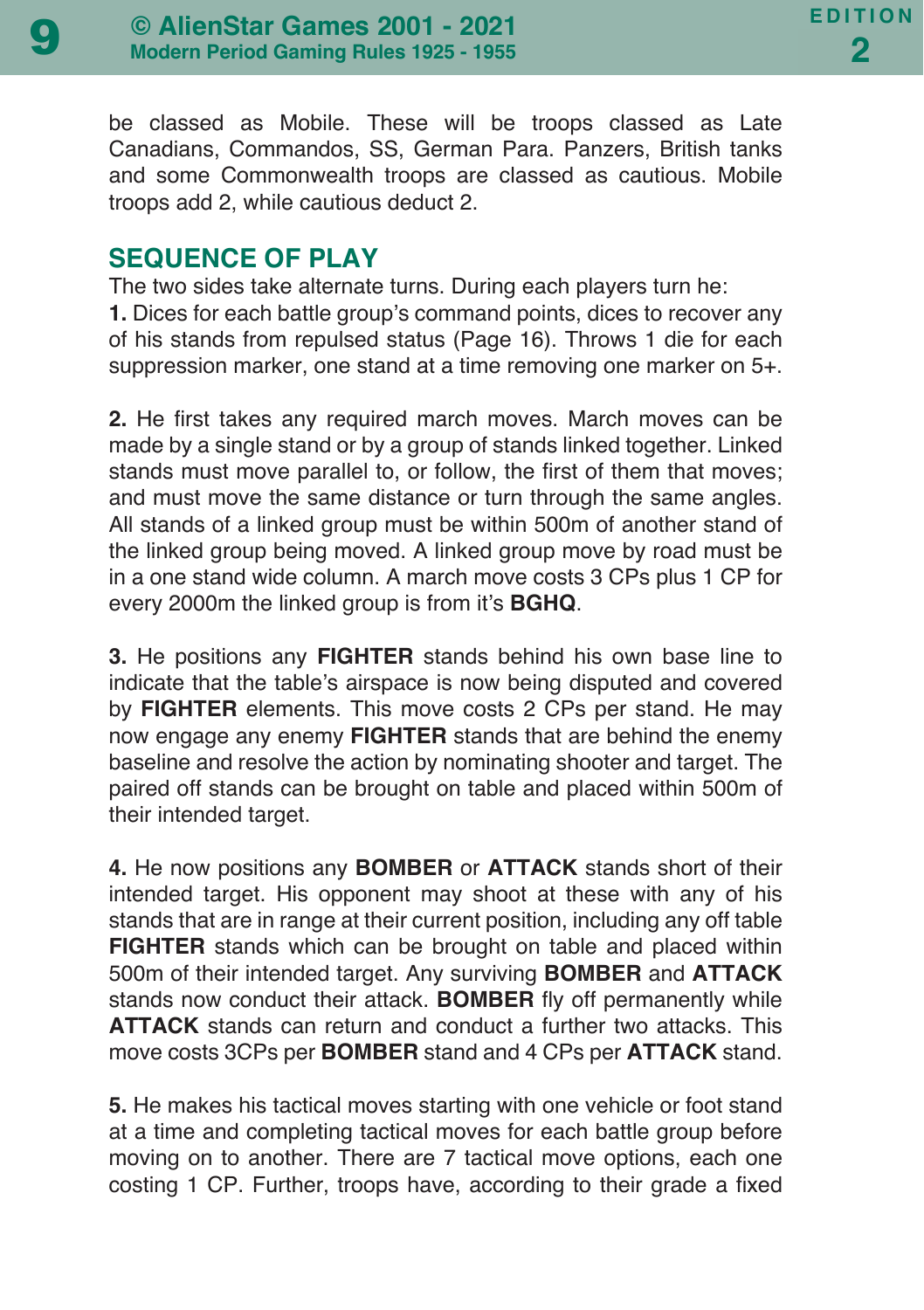be classed as Mobile. These will be troops classed as Late Canadians, Commandos, SS, German Para. Panzers, British tanks and some Commonwealth troops are classed as cautious. Mobile troops add 2, while cautious deduct 2.

## SEQUENCE OF PLAY

The two sides take alternate turns. During each players turn he:

**1.** Dices for each battle group's command points, dices to recover any of his stands from repulsed status (Page 16). Throws 1 die for each suppression marker, one stand at a time removing one marker on 5+.

**2.** He first takes any required march moves. March moves can be made by a single stand or by a group of stands linked together. Linked stands must move parallel to, or follow, the first of them that moves; and must move the same distance or turn through the same angles. All stands of a linked group must be within 500m of another stand of the linked group being moved. A linked group move by road must be in a one stand wide column. A march move costs 3 CPs plus 1 CP for every 2000m the linked group is from it's **BGHQ**.

**3.** He positions any **FIGHTER** stands behind his own base line to indicate that the table's airspace is now being disputed and covered by **FIGHTER** elements. This move costs 2 CPs per stand. He may now engage any enemy **FIGHTER** stands that are behind the enemy baseline and resolve the action by nominating shooter and target. The paired off stands can be brought on table and placed within 500m of their intended target.

**4.** He now positions any **BOMBER** or **ATTACK** stands short of their intended target. His opponent may shoot at these with any of his stands that are in range at their current position, including any off table **FIGHTER** stands which can be brought on table and placed within 500m of their intended target. Any surviving **BOMBER** and **ATTACK** stands now conduct their attack. **BOMBER** fly off permanently while **ATTACK** stands can return and conduct a further two attacks. This move costs 3CPs per **BOMBER** stand and 4 CPs per **ATTACK** stand.

**5.** He makes his tactical moves starting with one vehicle or foot stand at a time and completing tactical moves for each battle group before moving on to another. There are 7 tactical move options, each one costing 1 CP. Further, troops have, according to their grade a fixed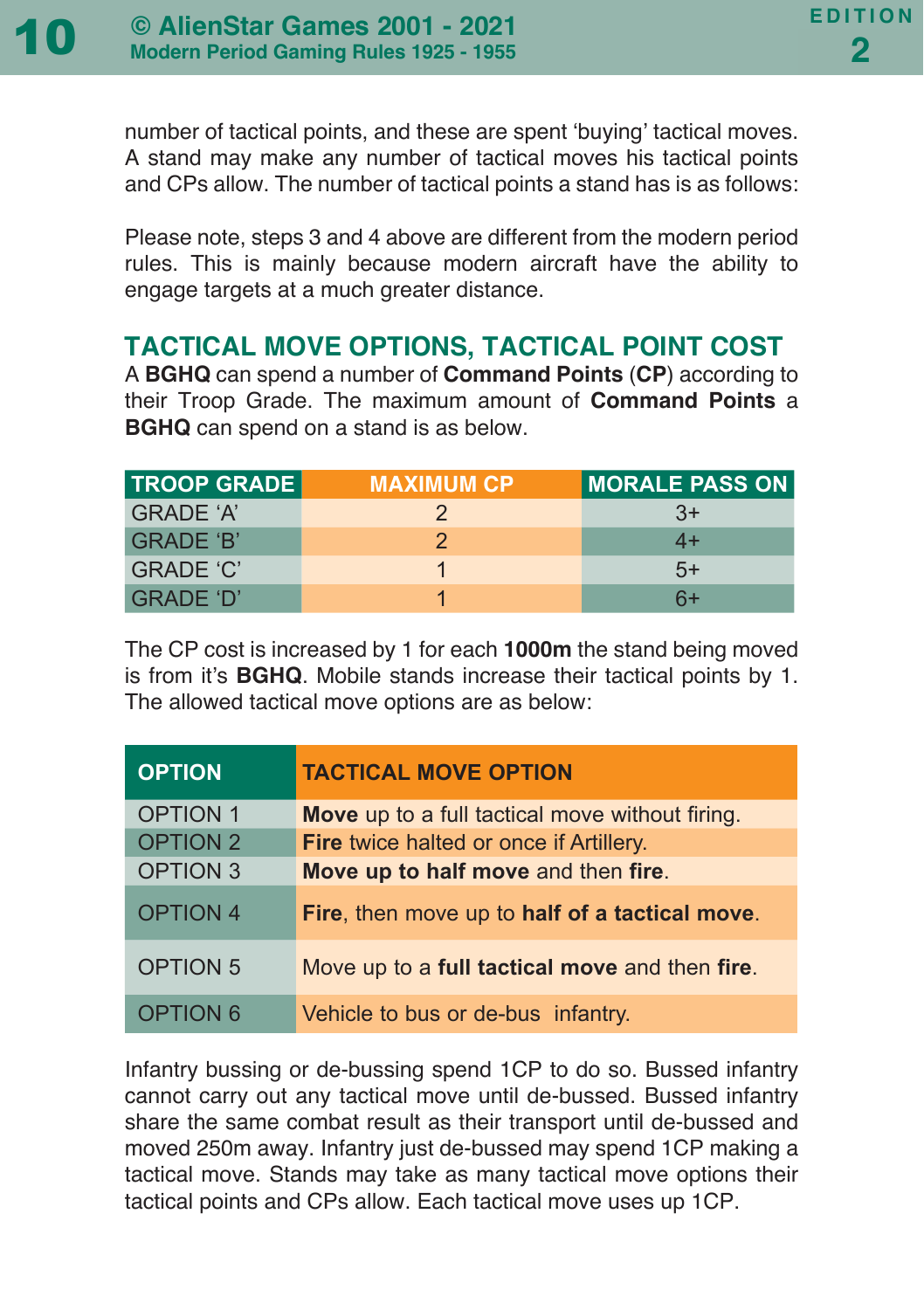number of tactical points, and these are spent 'buying' tactical moves. A stand may make any number of tactical moves his tactical points and CPs allow. The number of tactical points a stand has is as follows:

Please note, steps 3 and 4 above are different from the modern period rules. This is mainly because modern aircraft have the ability to engage targets at a much greater distance.

## TACTICAL MOVE OPTIONS, TACTICAL POINT COST

A **BGHQ** can spend a number of **Command Points** (**CP**) according to their Troop Grade. The maximum amount of **Command Points** a **BGHQ** can spend on a stand is as below.

| TROOP GRADE | MAXIMUM CP | MORALE PASS ON |
|---|---|---|
| GRADE 'A' | 2 | 3+ |
| GRADE 'B' | 2 | 4+ |
| GRADE 'C' | 1 | 5+ |
| GRADE 'D' | 1 | 6+ |

The CP cost is increased by 1 for each **1000m** the stand being moved is from it's **BGHQ**. Mobile stands increase their tactical points by 1. The allowed tactical move options are as below:

| OPTION | TACTICAL MOVE OPTION |
|---|---|
| OPTION 1 | **Move** up to a full tactical move without firing. |
| OPTION 2 | **Fire** twice halted or once if Artillery. |
| OPTION 3 | **Move up to half move** and then **fire**. |
| OPTION 4 | **Fire**, then move up to **half of a tactical move**. |
| OPTION 5 | Move up to a **full tactical move** and then **fire**. |
| OPTION 6 | Vehicle to bus or de-bus infantry. |

Infantry bussing or de-bussing spend 1CP to do so. Bussed infantry cannot carry out any tactical move until de-bussed. Bussed infantry share the same combat result as their transport until de-bussed and moved 250m away. Infantry just de-bussed may spend 1CP making a tactical move. Stands may take as many tactical move options their tactical points and CPs allow. Each tactical move uses up 1CP.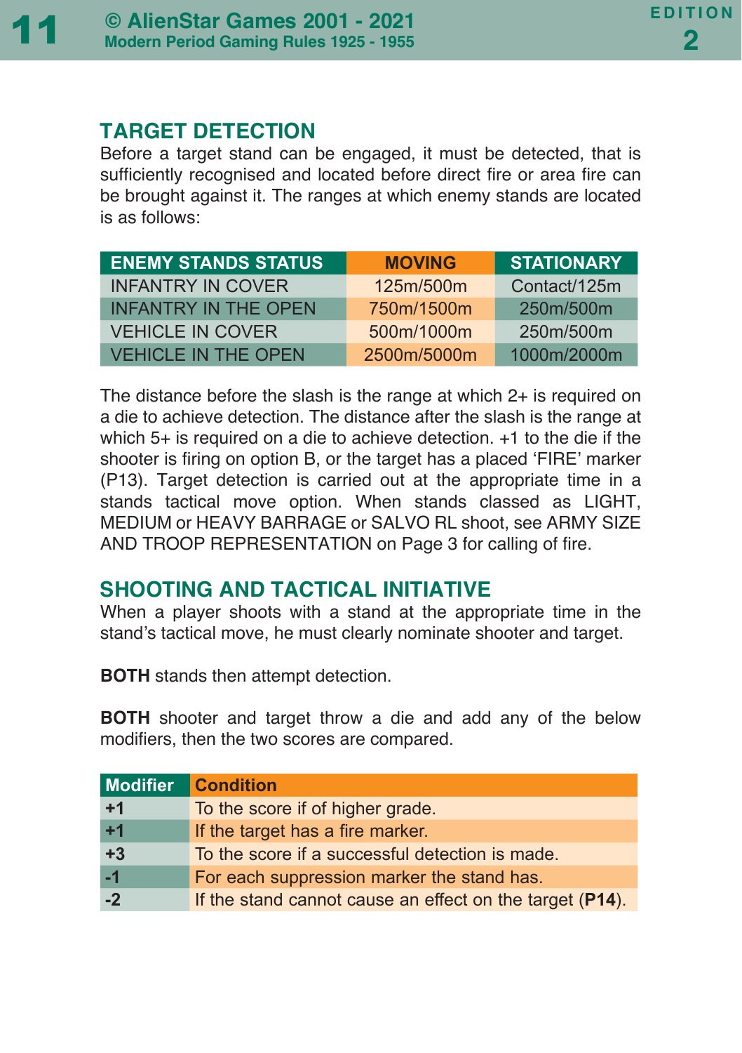## TARGET DETECTION

Before a target stand can be engaged, it must be detected, that is sufficiently recognised and located before direct fire or area fire can be brought against it. The ranges at which enemy stands are located is as follows:

| ENEMY STANDS STATUS | MOVING | STATIONARY |
|---|---|---|
| INFANTRY IN COVER | 125m/500m | Contact/125m |
| INFANTRY IN THE OPEN | 750m/1500m | 250m/500m |
| VEHICLE IN COVER | 500m/1000m | 250m/500m |
| VEHICLE IN THE OPEN | 2500m/5000m | 1000m/2000m |

The distance before the slash is the range at which 2+ is required on a die to achieve detection. The distance after the slash is the range at which 5+ is required on a die to achieve detection. +1 to the die if the shooter is firing on option B, or the target has a placed 'FIRE' marker (P13). Target detection is carried out at the appropriate time in a stands tactical move option. When stands classed as LIGHT, MEDIUM or HEAVY BARRAGE or SALVO RL shoot, see ARMY SIZE AND TROOP REPRESENTATION on Page 3 for calling of fire.

## SHOOTING AND TACTICAL INITIATIVE

When a player shoots with a stand at the appropriate time in the stand's tactical move, he must clearly nominate shooter and target.

**BOTH** stands then attempt detection.

**BOTH** shooter and target throw a die and add any of the below modifiers, then the two scores are compared.

| Modifier | Condition |
|---|---|
| **+1** | To the score if of higher grade. |
| **+1** | If the target has a fire marker. |
| **+3** | To the score if a successful detection is made. |
| **-1** | For each suppression marker the stand has. |
| **-2** | If the stand cannot cause an effect on the target (**P14**). |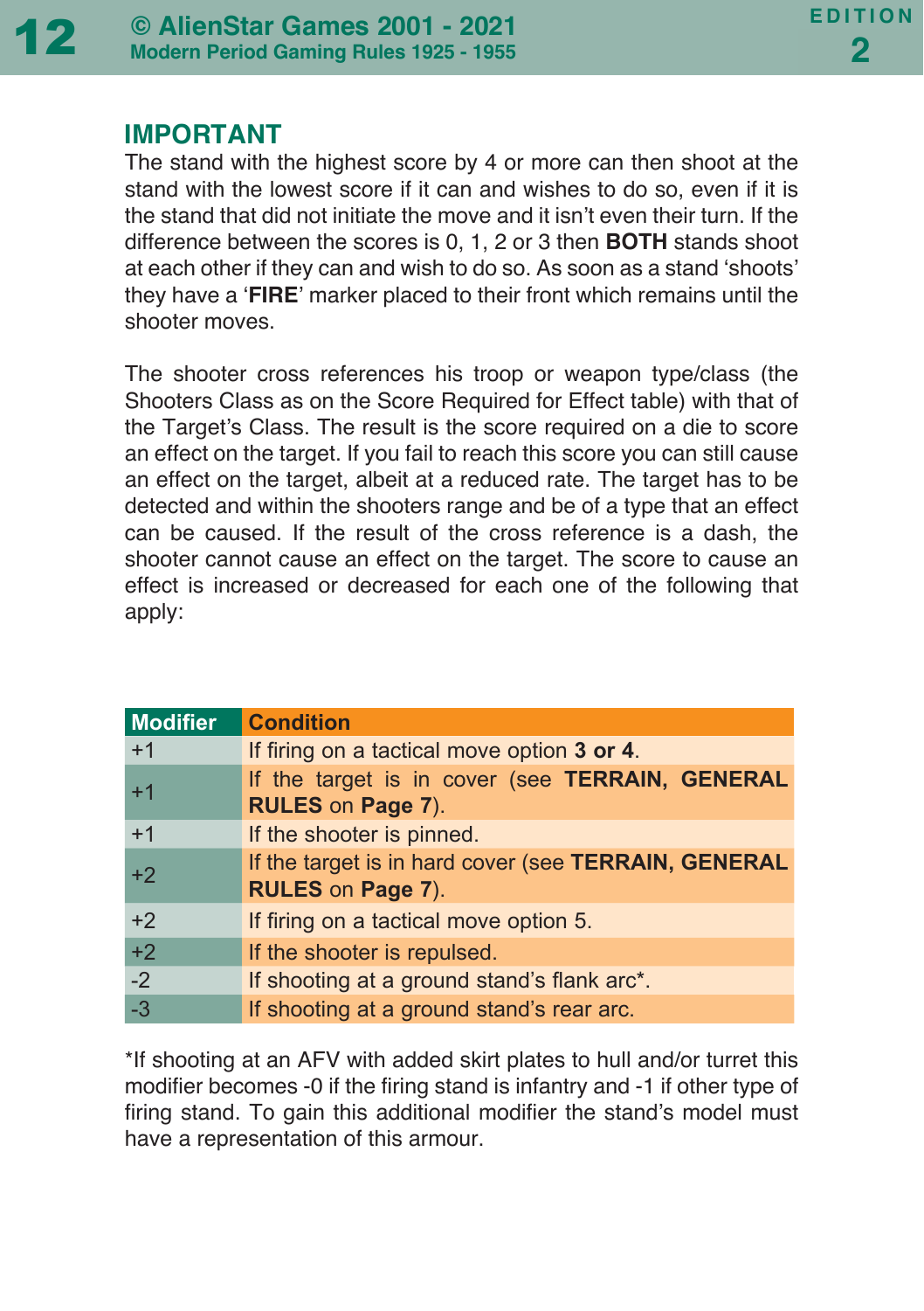## IMPORTANT

The stand with the highest score by 4 or more can then shoot at the stand with the lowest score if it can and wishes to do so, even if it is the stand that did not initiate the move and it isn't even their turn. If the difference between the scores is 0, 1, 2 or 3 then **BOTH** stands shoot at each other if they can and wish to do so. As soon as a stand 'shoots' they have a '**FIRE**' marker placed to their front which remains until the shooter moves.

The shooter cross references his troop or weapon type/class (the Shooters Class as on the Score Required for Effect table) with that of the Target's Class. The result is the score required on a die to score an effect on the target. If you fail to reach this score you can still cause an effect on the target, albeit at a reduced rate. The target has to be detected and within the shooters range and be of a type that an effect can be caused. If the result of the cross reference is a dash, the shooter cannot cause an effect on the target. The score to cause an effect is increased or decreased for each one of the following that apply:

| Modifier | Condition |
|---|---|
| +1 | If firing on a tactical move option **3 or 4**. |
| +1 | If the target is in cover (see **TERRAIN, GENERAL RULES** on **Page 7**). |
| +1 | If the shooter is pinned. |
| +2 | If the target is in hard cover (see **TERRAIN, GENERAL RULES** on **Page 7**). |
| +2 | If firing on a tactical move option 5. |
| +2 | If the shooter is repulsed. |
| -2 | If shooting at a ground stand's flank arc*. |
| -3 | If shooting at a ground stand's rear arc. |

*If shooting at an AFV with added skirt plates to hull and/or turret this modifier becomes -0 if the firing stand is infantry and -1 if other type of firing stand. To gain this additional modifier the stand's model must have a representation of this armour.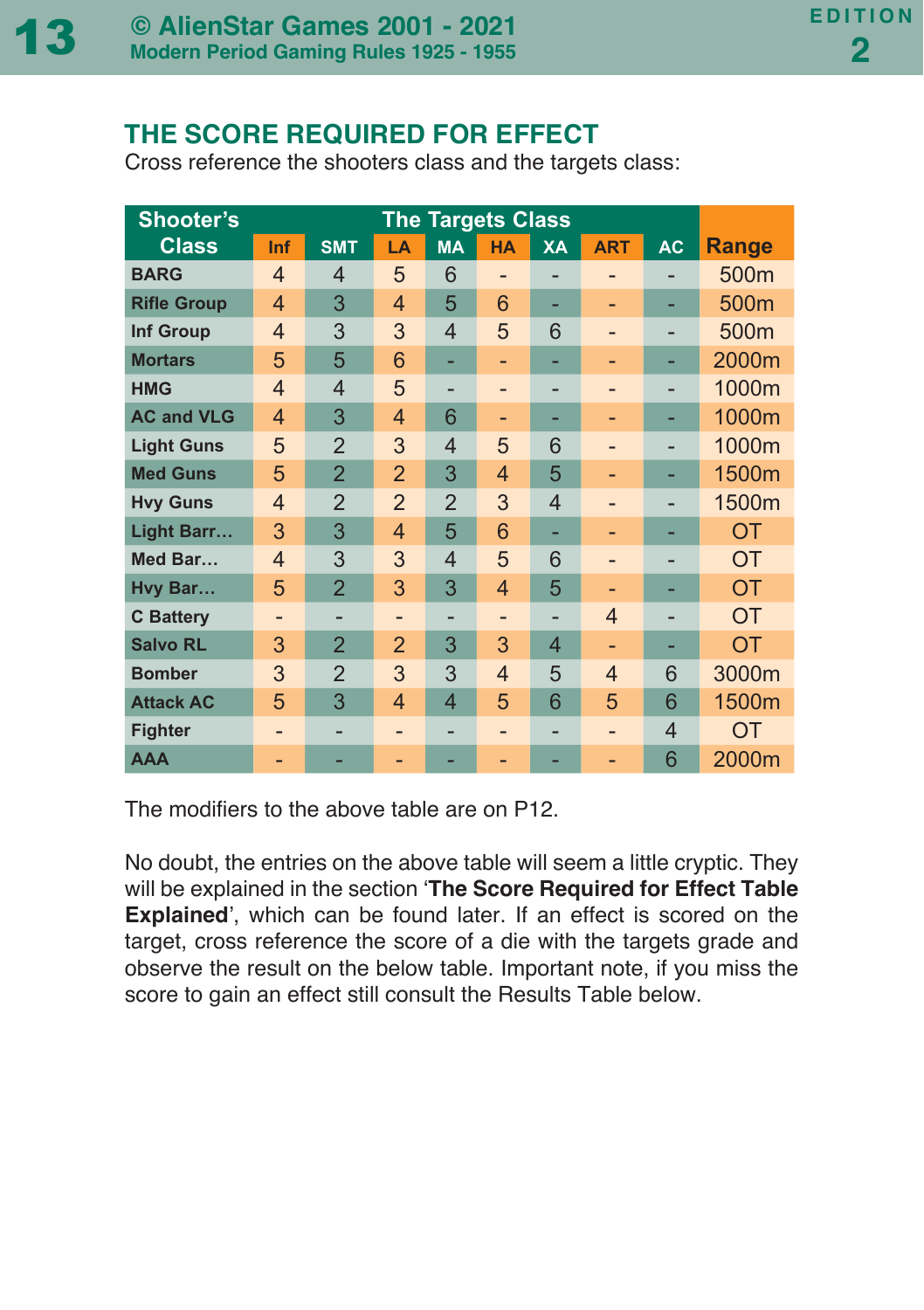## THE SCORE REQUIRED FOR EFFECT

Cross reference the shooters class and the targets class:

| Shooter's Class | The Targets Class | | | | | | | | Range |
|---|---|---|---|---|---|---|---|---|---|
| | Inf | SMT | LA | MA | HA | XA | ART | AC | |
| BARG | 4 | 4 | 5 | 6 | - | - | - | - | 500m |
| Rifle Group | 4 | 3 | 4 | 5 | 6 | - | - | - | 500m |
| Inf Group | 4 | 3 | 3 | 4 | 5 | 6 | - | - | 500m |
| Mortars | 5 | 5 | 6 | - | - | - | - | - | 2000m |
| HMG | 4 | 4 | 5 | - | - | - | - | - | 1000m |
| AC and VLG | 4 | 3 | 4 | 6 | - | - | - | - | 1000m |
| Light Guns | 5 | 2 | 3 | 4 | 5 | 6 | - | - | 1000m |
| Med Guns | 5 | 2 | 2 | 3 | 4 | 5 | - | - | 1500m |
| Hvy Guns | 4 | 2 | 2 | 2 | 3 | 4 | - | - | 1500m |
| Light Barr… | 3 | 3 | 4 | 5 | 6 | - | - | - | OT |
| Med Bar… | 4 | 3 | 3 | 4 | 5 | 6 | - | - | OT |
| Hvy Bar… | 5 | 2 | 3 | 3 | 4 | 5 | - | - | OT |
| C Battery | - | - | - | - | - | - | 4 | - | OT |
| Salvo RL | 3 | 2 | 2 | 3 | 3 | 4 | - | - | OT |
| Bomber | 3 | 2 | 3 | 3 | 4 | 5 | 4 | 6 | 3000m |
| Attack AC | 5 | 3 | 4 | 4 | 5 | 6 | 5 | 6 | 1500m |
| Fighter | - | - | - | - | - | - | - | 4 | OT |
| AAA | - | - | - | - | - | - | - | 6 | 2000m |

The modifiers to the above table are on P12.

No doubt, the entries on the above table will seem a little cryptic. They will be explained in the section '**The Score Required for Effect Table Explained**', which can be found later. If an effect is scored on the target, cross reference the score of a die with the targets grade and observe the result on the below table. Important note, if you miss the score to gain an effect still consult the Results Table below.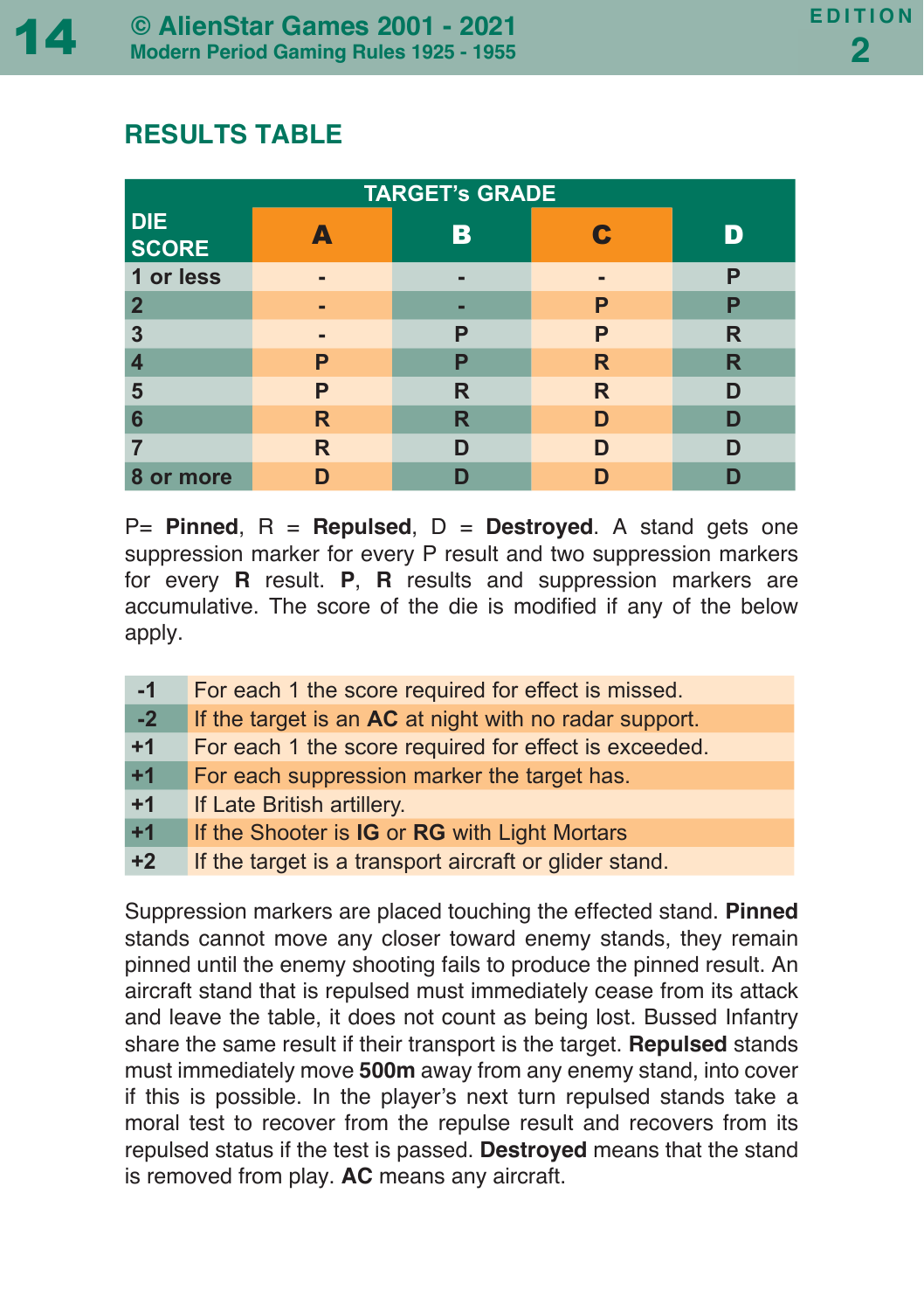## RESULTS TABLE

| DIE SCORE | TARGET's GRADE A | B | C | D |
|---|---|---|---|---|
| 1 or less | - | - | - | P |
| 2 | - | - | P | P |
| 3 | - | P | P | R |
| 4 | P | P | R | R |
| 5 | P | R | R | D |
| 6 | R | R | D | D |
| 7 | R | D | D | D |
| 8 or more | D | D | D | D |

P= **Pinned**, R = **Repulsed**, D = **Destroyed**. A stand gets one suppression marker for every P result and two suppression markers for every **R** result. **P**, **R** results and suppression markers are accumulative. The score of the die is modified if any of the below apply.

| | |
|---|---|
| -1 | For each 1 the score required for effect is missed. |
| -2 | If the target is an **AC** at night with no radar support. |
| +1 | For each 1 the score required for effect is exceeded. |
| +1 | For each suppression marker the target has. |
| +1 | If Late British artillery. |
| +1 | If the Shooter is **IG** or **RG** with Light Mortars |
| +2 | If the target is a transport aircraft or glider stand. |

Suppression markers are placed touching the effected stand. **Pinned** stands cannot move any closer toward enemy stands, they remain pinned until the enemy shooting fails to produce the pinned result. An aircraft stand that is repulsed must immediately cease from its attack and leave the table, it does not count as being lost. Bussed Infantry share the same result if their transport is the target. **Repulsed** stands must immediately move **500m** away from any enemy stand, into cover if this is possible. In the player's next turn repulsed stands take a moral test to recover from the repulse result and recovers from its repulsed status if the test is passed. **Destroyed** means that the stand is removed from play. **AC** means any aircraft.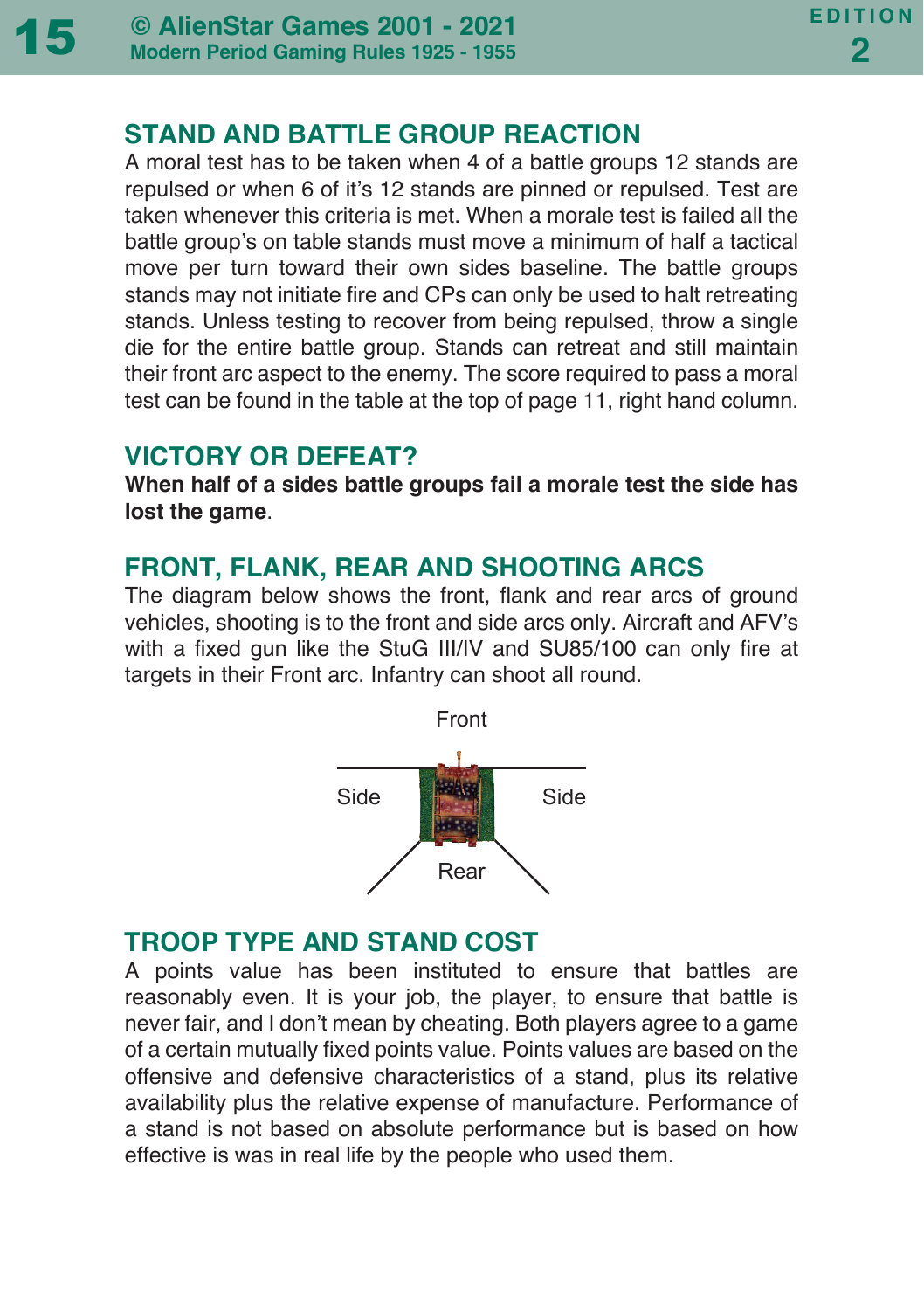## STAND AND BATTLE GROUP REACTION

A moral test has to be taken when 4 of a battle groups 12 stands are repulsed or when 6 of it's 12 stands are pinned or repulsed. Test are taken whenever this criteria is met. When a morale test is failed all the battle group's on table stands must move a minimum of half a tactical move per turn toward their own sides baseline. The battle groups stands may not initiate fire and CPs can only be used to halt retreating stands. Unless testing to recover from being repulsed, throw a single die for the entire battle group. Stands can retreat and still maintain their front arc aspect to the enemy. The score required to pass a moral test can be found in the table at the top of page 11, right hand column.

## VICTORY OR DEFEAT?

**When half of a sides battle groups fail a morale test the side has lost the game**.

## FRONT, FLANK, REAR AND SHOOTING ARCS

The diagram below shows the front, flank and rear arcs of ground vehicles, shooting is to the front and side arcs only. Aircraft and AFV's with a fixed gun like the StuG III/IV and SU85/100 can only fire at targets in their Front arc. Infantry can shoot all round.

Front

Side Side

Rear

## TROOP TYPE AND STAND COST

A points value has been instituted to ensure that battles are reasonably even. It is your job, the player, to ensure that battle is never fair, and I don't mean by cheating. Both players agree to a game of a certain mutually fixed points value. Points values are based on the offensive and defensive characteristics of a stand, plus its relative availability plus the relative expense of manufacture. Performance of a stand is not based on absolute performance but is based on how effective is was in real life by the people who used them.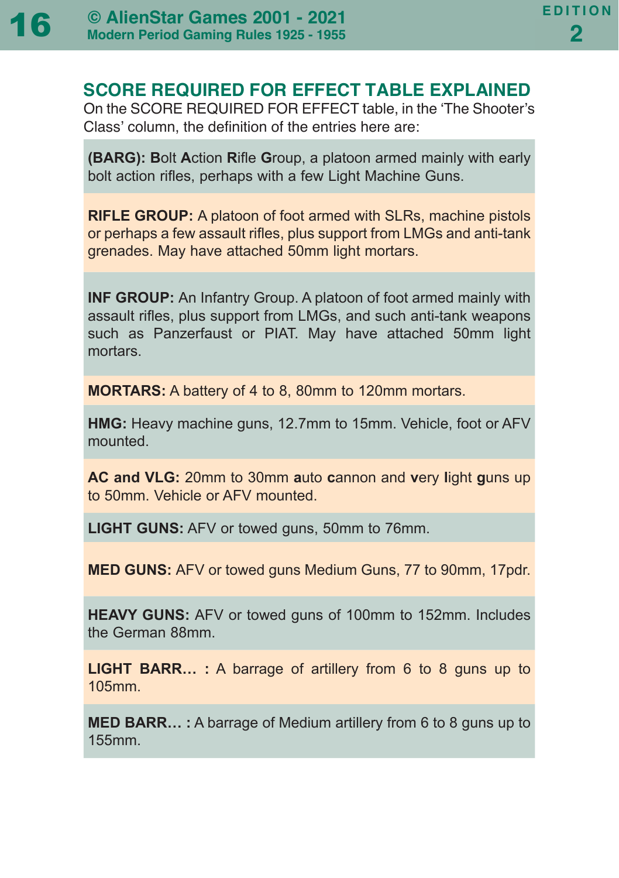## SCORE REQUIRED FOR EFFECT TABLE EXPLAINED

On the SCORE REQUIRED FOR EFFECT table, in the 'The Shooter's Class' column, the definition of the entries here are:

**(BARG): B**olt **A**ction **R**ifle **G**roup, a platoon armed mainly with early bolt action rifles, perhaps with a few Light Machine Guns.

**RIFLE GROUP:** A platoon of foot armed with SLRs, machine pistols or perhaps a few assault rifles, plus support from LMGs and anti-tank grenades. May have attached 50mm light mortars.

**INF GROUP:** An Infantry Group. A platoon of foot armed mainly with assault rifles, plus support from LMGs, and such anti-tank weapons such as Panzerfaust or PIAT. May have attached 50mm light mortars.

**MORTARS:** A battery of 4 to 8, 80mm to 120mm mortars.

**HMG:** Heavy machine guns, 12.7mm to 15mm. Vehicle, foot or AFV mounted.

**AC and VLG:** 20mm to 30mm **a**uto **c**annon and **v**ery **l**ight **g**uns up to 50mm. Vehicle or AFV mounted.

**LIGHT GUNS:** AFV or towed guns, 50mm to 76mm.

**MED GUNS:** AFV or towed guns Medium Guns, 77 to 90mm, 17pdr.

**HEAVY GUNS:** AFV or towed guns of 100mm to 152mm. Includes the German 88mm.

**LIGHT BARR… :** A barrage of artillery from 6 to 8 guns up to 105mm.

**MED BARR… :** A barrage of Medium artillery from 6 to 8 guns up to 155mm.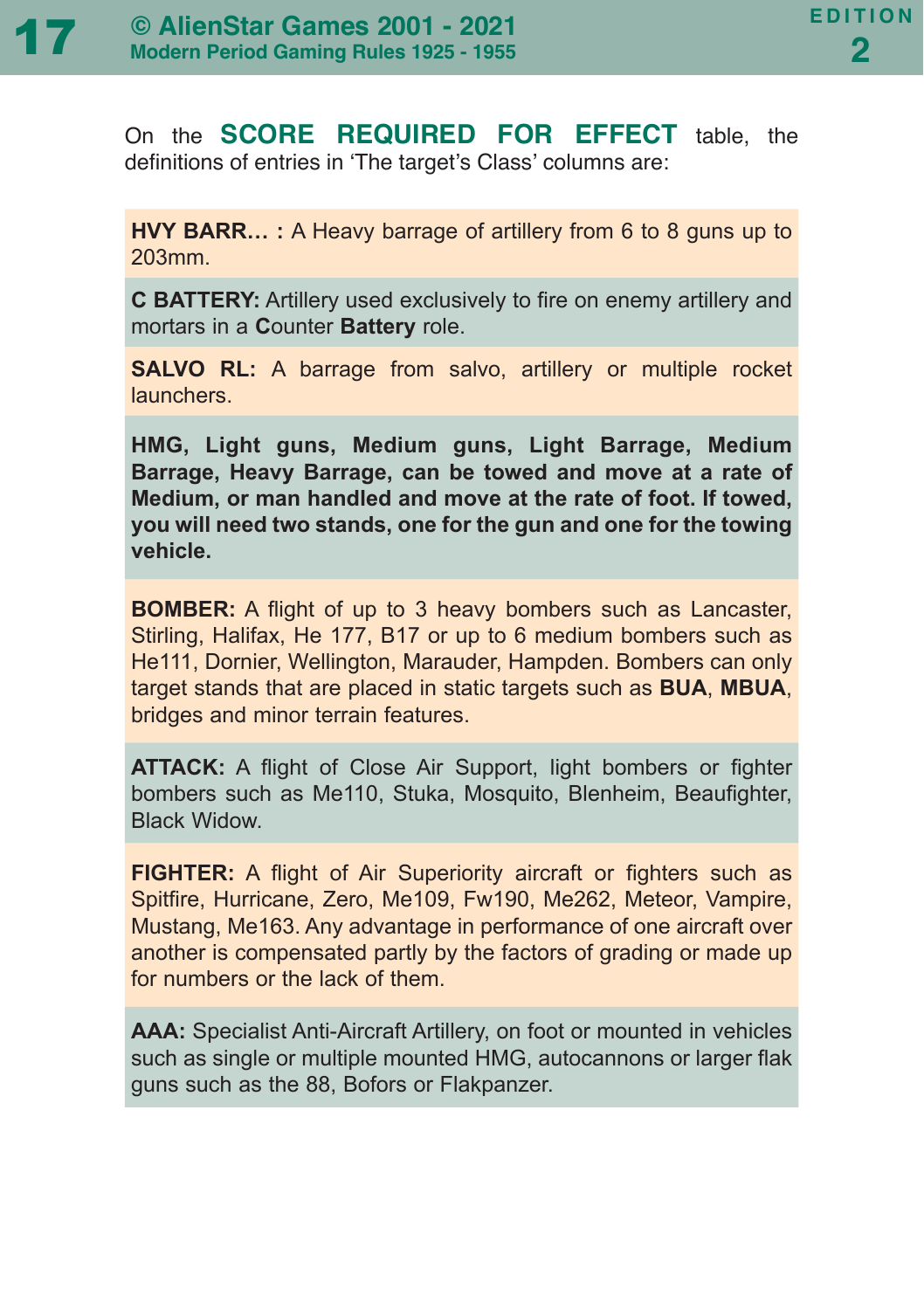On the **SCORE REQUIRED FOR EFFECT** table, the definitions of entries in 'The target's Class' columns are:

**HVY BARR… :** A Heavy barrage of artillery from 6 to 8 guns up to 203mm.

**C BATTERY:** Artillery used exclusively to fire on enemy artillery and mortars in a **C**ounter **Battery** role.

**SALVO RL:** A barrage from salvo, artillery or multiple rocket launchers.

**HMG, Light guns, Medium guns, Light Barrage, Medium Barrage, Heavy Barrage, can be towed and move at a rate of Medium, or man handled and move at the rate of foot. If towed, you will need two stands, one for the gun and one for the towing vehicle.**

**BOMBER:** A flight of up to 3 heavy bombers such as Lancaster, Stirling, Halifax, He 177, B17 or up to 6 medium bombers such as He111, Dornier, Wellington, Marauder, Hampden. Bombers can only target stands that are placed in static targets such as **BUA**, **MBUA**, bridges and minor terrain features.

**ATTACK:** A flight of Close Air Support, light bombers or fighter bombers such as Me110, Stuka, Mosquito, Blenheim, Beaufighter, Black Widow.

**FIGHTER:** A flight of Air Superiority aircraft or fighters such as Spitfire, Hurricane, Zero, Me109, Fw190, Me262, Meteor, Vampire, Mustang, Me163. Any advantage in performance of one aircraft over another is compensated partly by the factors of grading or made up for numbers or the lack of them.

**AAA:** Specialist Anti-Aircraft Artillery, on foot or mounted in vehicles such as single or multiple mounted HMG, autocannons or larger flak guns such as the 88, Bofors or Flakpanzer.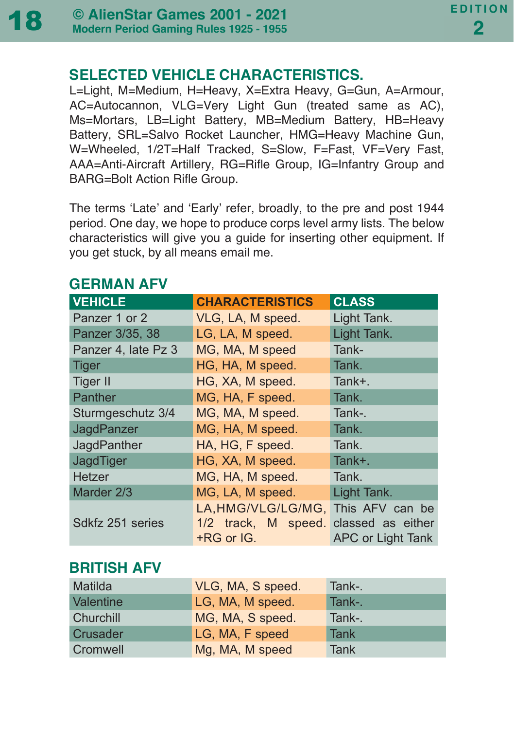## SELECTED VEHICLE CHARACTERISTICS.

L=Light, M=Medium, H=Heavy, X=Extra Heavy, G=Gun, A=Armour, AC=Autocannon, VLG=Very Light Gun (treated same as AC), Ms=Mortars, LB=Light Battery, MB=Medium Battery, HB=Heavy Battery, SRL=Salvo Rocket Launcher, HMG=Heavy Machine Gun, W=Wheeled, 1/2T=Half Tracked, S=Slow, F=Fast, VF=Very Fast, AAA=Anti-Aircraft Artillery, RG=Rifle Group, IG=Infantry Group and BARG=Bolt Action Rifle Group.

The terms 'Late' and 'Early' refer, broadly, to the pre and post 1944 period. One day, we hope to produce corps level army lists. The below characteristics will give you a guide for inserting other equipment. If you get stuck, by all means email me.

### GERMAN AFV

| VEHICLE | CHARACTERISTICS | CLASS |
|---|---|---|
| Panzer 1 or 2 | VLG, LA, M speed. | Light Tank. |
| Panzer 3/35, 38 | LG, LA, M speed. | Light Tank. |
| Panzer 4, late Pz 3 | MG, MA, M speed | Tank- |
| Tiger | HG, HA, M speed. | Tank. |
| Tiger II | HG, XA, M speed. | Tank+. |
| Panther | MG, HA, F speed. | Tank. |
| Sturmgeschutz 3/4 | MG, MA, M speed. | Tank-. |
| JagdPanzer | MG, HA, M speed. | Tank. |
| JagdPanther | HA, HG, F speed. | Tank. |
| JagdTiger | HG, XA, M speed. | Tank+. |
| Hetzer | MG, HA, M speed. | Tank. |
| Marder 2/3 | MG, LA, M speed. | Light Tank. |
| Sdkfz 251 series | LA,HMG/VLG/LG/MG, 1/2 track, M speed. +RG or IG. | This AFV can be classed as either APC or Light Tank |

### BRITISH AFV

| | | |
|---|---|---|
| Matilda | VLG, MA, S speed. | Tank-. |
| Valentine | LG, MA, M speed. | Tank-. |
| Churchill | MG, MA, S speed. | Tank-. |
| Crusader | LG, MA, F speed | Tank |
| Cromwell | Mg, MA, M speed | Tank |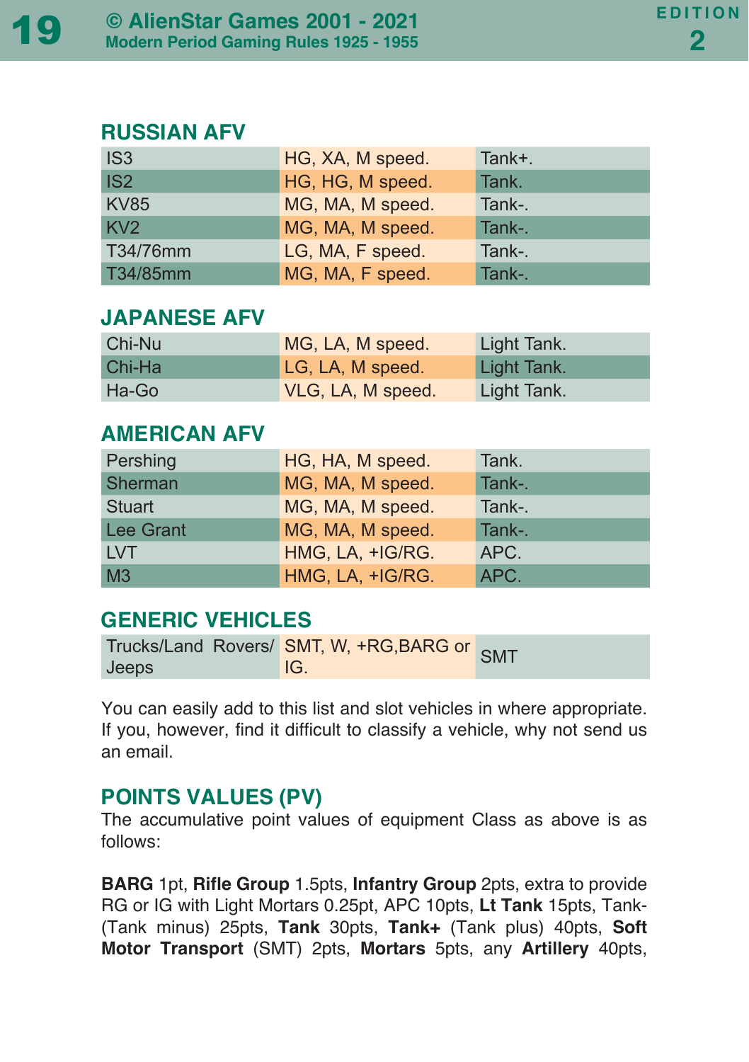## RUSSIAN AFV

| | | |
|---|---|---|
| IS3 | HG, XA, M speed. | Tank+. |
| IS2 | HG, HG, M speed. | Tank. |
| KV85 | MG, MA, M speed. | Tank-. |
| KV2 | MG, MA, M speed. | Tank-. |
| T34/76mm | LG, MA, F speed. | Tank-. |
| T34/85mm | MG, MA, F speed. | Tank-. |

## JAPANESE AFV

| | | |
|---|---|---|
| Chi-Nu | MG, LA, M speed. | Light Tank. |
| Chi-Ha | LG, LA, M speed. | Light Tank. |
| Ha-Go | VLG, LA, M speed. | Light Tank. |

## AMERICAN AFV

| | | |
|---|---|---|
| Pershing | HG, HA, M speed. | Tank. |
| Sherman | MG, MA, M speed. | Tank-. |
| Stuart | MG, MA, M speed. | Tank-. |
| Lee Grant | MG, MA, M speed. | Tank-. |
| LVT | HMG, LA, +IG/RG. | APC. |
| M3 | HMG, LA, +IG/RG. | APC. |

## GENERIC VEHICLES

| | | |
|---|---|---|
| Trucks/Land Rovers/ Jeeps | SMT, W, +RG,BARG or IG. | SMT |

You can easily add to this list and slot vehicles in where appropriate. If you, however, find it difficult to classify a vehicle, why not send us an email.

## POINTS VALUES (PV)

The accumulative point values of equipment Class as above is as follows:

**BARG** 1pt, **Rifle Group** 1.5pts, **Infantry Group** 2pts, extra to provide RG or IG with Light Mortars 0.25pt, APC 10pts, **Lt Tank** 15pts, Tank- (Tank minus) 25pts, **Tank** 30pts, **Tank+** (Tank plus) 40pts, **Soft Motor Transport** (SMT) 2pts, **Mortars** 5pts, any **Artillery** 40pts,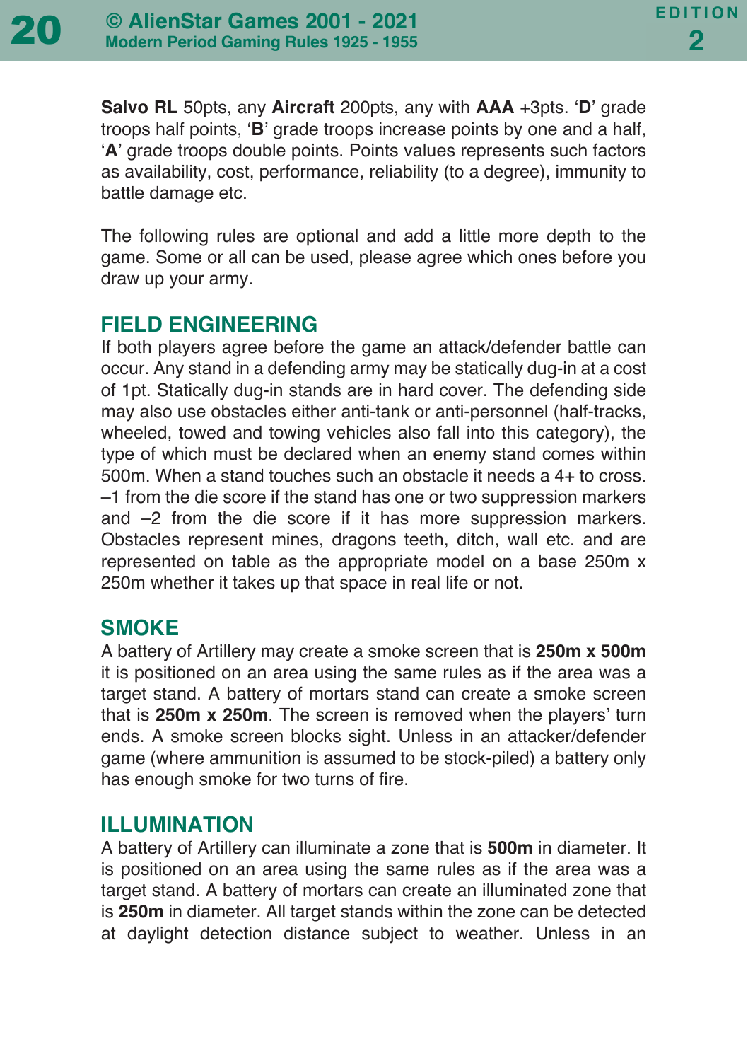**Salvo RL** 50pts, any **Aircraft** 200pts, any with **AAA** +3pts. '**D**' grade troops half points, '**B**' grade troops increase points by one and a half, '**A**' grade troops double points. Points values represents such factors as availability, cost, performance, reliability (to a degree), immunity to battle damage etc.

The following rules are optional and add a little more depth to the game. Some or all can be used, please agree which ones before you draw up your army.

## FIELD ENGINEERING

If both players agree before the game an attack/defender battle can occur. Any stand in a defending army may be statically dug-in at a cost of 1pt. Statically dug-in stands are in hard cover. The defending side may also use obstacles either anti-tank or anti-personnel (half-tracks, wheeled, towed and towing vehicles also fall into this category), the type of which must be declared when an enemy stand comes within 500m. When a stand touches such an obstacle it needs a 4+ to cross. –1 from the die score if the stand has one or two suppression markers and –2 from the die score if it has more suppression markers. Obstacles represent mines, dragons teeth, ditch, wall etc. and are represented on table as the appropriate model on a base 250m x 250m whether it takes up that space in real life or not.

## SMOKE

A battery of Artillery may create a smoke screen that is **250m x 500m** it is positioned on an area using the same rules as if the area was a target stand. A battery of mortars stand can create a smoke screen that is **250m x 250m**. The screen is removed when the players' turn ends. A smoke screen blocks sight. Unless in an attacker/defender game (where ammunition is assumed to be stock-piled) a battery only has enough smoke for two turns of fire.

## ILLUMINATION

A battery of Artillery can illuminate a zone that is **500m** in diameter. It is positioned on an area using the same rules as if the area was a target stand. A battery of mortars can create an illuminated zone that is **250m** in diameter. All target stands within the zone can be detected at daylight detection distance subject to weather. Unless in an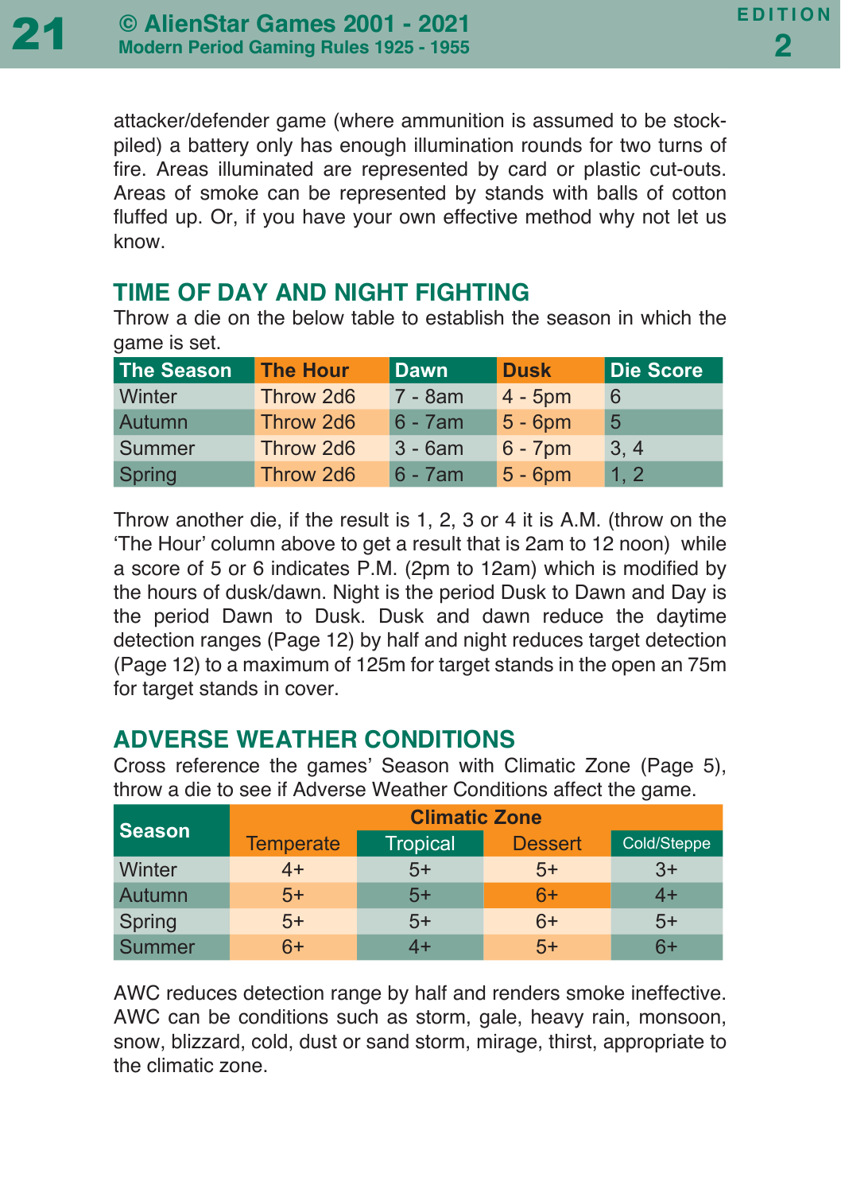attacker/defender game (where ammunition is assumed to be stock-piled) a battery only has enough illumination rounds for two turns of fire. Areas illuminated are represented by card or plastic cut-outs. Areas of smoke can be represented by stands with balls of cotton fluffed up. Or, if you have your own effective method why not let us know.

## TIME OF DAY AND NIGHT FIGHTING

Throw a die on the below table to establish the season in which the game is set.

| The Season | The Hour | Dawn | Dusk | Die Score |
|---|---|---|---|---|
| Winter | Throw 2d6 | 7 - 8am | 4 - 5pm | 6 |
| Autumn | Throw 2d6 | 6 - 7am | 5 - 6pm | 5 |
| Summer | Throw 2d6 | 3 - 6am | 6 - 7pm | 3, 4 |
| Spring | Throw 2d6 | 6 - 7am | 5 - 6pm | 1, 2 |

Throw another die, if the result is 1, 2, 3 or 4 it is A.M. (throw on the 'The Hour' column above to get a result that is 2am to 12 noon) while a score of 5 or 6 indicates P.M. (2pm to 12am) which is modified by the hours of dusk/dawn. Night is the period Dusk to Dawn and Day is the period Dawn to Dusk. Dusk and dawn reduce the daytime detection ranges (Page 12) by half and night reduces target detection (Page 12) to a maximum of 125m for target stands in the open an 75m for target stands in cover.

## ADVERSE WEATHER CONDITIONS

Cross reference the games' Season with Climatic Zone (Page 5), throw a die to see if Adverse Weather Conditions affect the game.

| Season | Climatic Zone | | | |
|---|---|---|---|---|
| | Temperate | Tropical | Dessert | Cold/Steppe |
| Winter | 4+ | 5+ | 5+ | 3+ |
| Autumn | 5+ | 5+ | 6+ | 4+ |
| Spring | 5+ | 5+ | 6+ | 5+ |
| Summer | 6+ | 4+ | 5+ | 6+ |

AWC reduces detection range by half and renders smoke ineffective. AWC can be conditions such as storm, gale, heavy rain, monsoon, snow, blizzard, cold, dust or sand storm, mirage, thirst, appropriate to the climatic zone.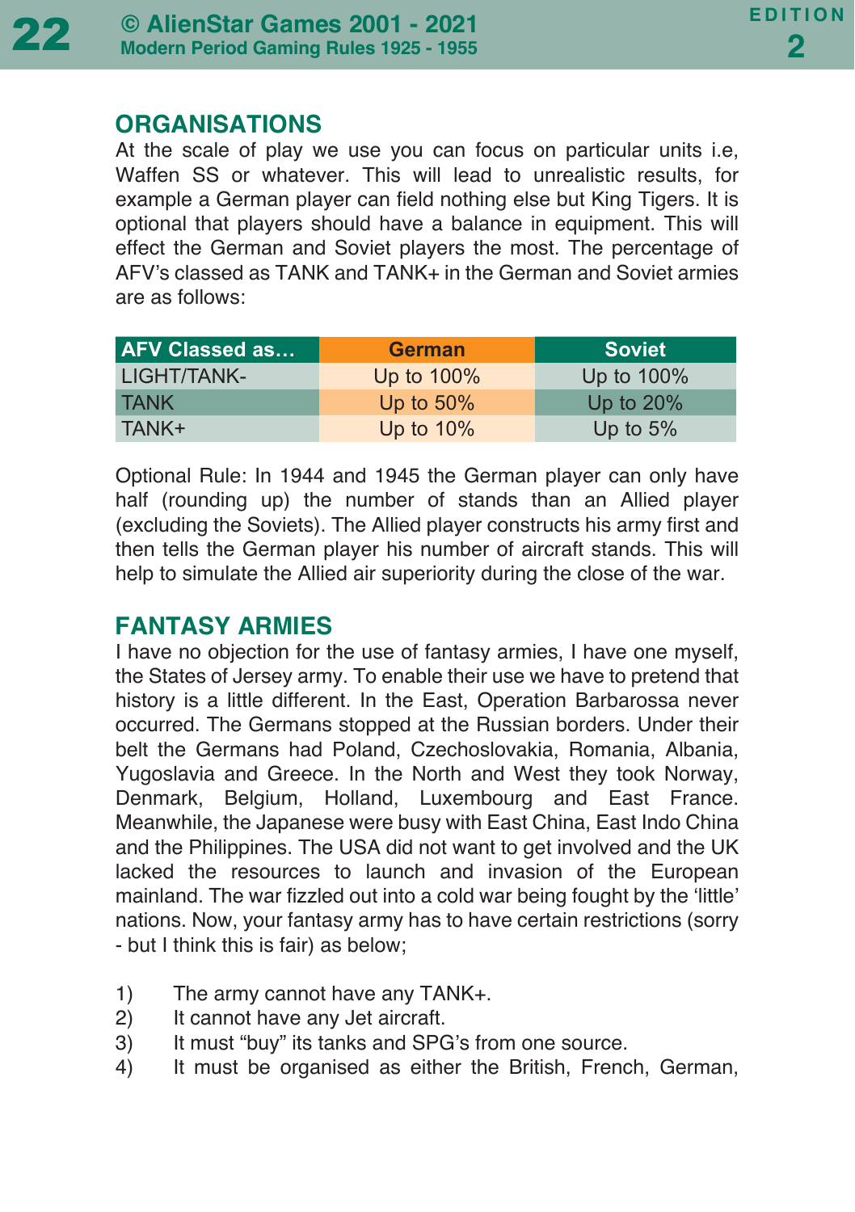## ORGANISATIONS

At the scale of play we use you can focus on particular units i.e, Waffen SS or whatever. This will lead to unrealistic results, for example a German player can field nothing else but King Tigers. It is optional that players should have a balance in equipment. This will effect the German and Soviet players the most. The percentage of AFV's classed as TANK and TANK+ in the German and Soviet armies are as follows:

| AFV Classed as… | German | Soviet |
|---|---|---|
| LIGHT/TANK- | Up to 100% | Up to 100% |
| TANK | Up to 50% | Up to 20% |
| TANK+ | Up to 10% | Up to 5% |

Optional Rule: In 1944 and 1945 the German player can only have half (rounding up) the number of stands than an Allied player (excluding the Soviets). The Allied player constructs his army first and then tells the German player his number of aircraft stands. This will help to simulate the Allied air superiority during the close of the war.

## FANTASY ARMIES

I have no objection for the use of fantasy armies, I have one myself, the States of Jersey army. To enable their use we have to pretend that history is a little different. In the East, Operation Barbarossa never occurred. The Germans stopped at the Russian borders. Under their belt the Germans had Poland, Czechoslovakia, Romania, Albania, Yugoslavia and Greece. In the North and West they took Norway, Denmark, Belgium, Holland, Luxembourg and East France. Meanwhile, the Japanese were busy with East China, East Indo China and the Philippines. The USA did not want to get involved and the UK lacked the resources to launch and invasion of the European mainland. The war fizzled out into a cold war being fought by the 'little' nations. Now, your fantasy army has to have certain restrictions (sorry - but I think this is fair) as below;

1) The army cannot have any TANK+.
2) It cannot have any Jet aircraft.
3) It must "buy" its tanks and SPG's from one source.
4) It must be organised as either the British, French, German,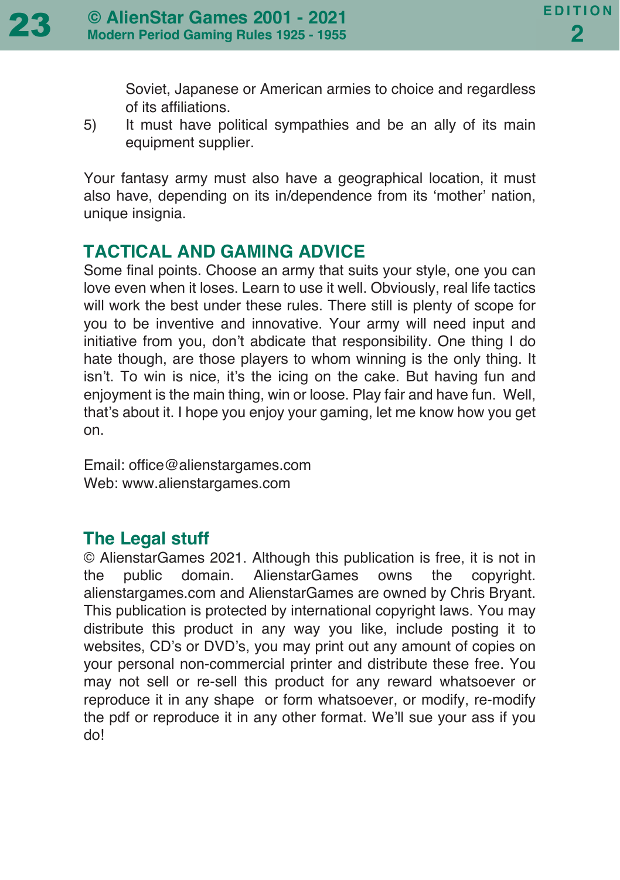Soviet, Japanese or American armies to choice and regardless of its affiliations.

5) It must have political sympathies and be an ally of its main equipment supplier.

Your fantasy army must also have a geographical location, it must also have, depending on its in/dependence from its 'mother' nation, unique insignia.

## TACTICAL AND GAMING ADVICE

Some final points. Choose an army that suits your style, one you can love even when it loses. Learn to use it well. Obviously, real life tactics will work the best under these rules. There still is plenty of scope for you to be inventive and innovative. Your army will need input and initiative from you, don't abdicate that responsibility. One thing I do hate though, are those players to whom winning is the only thing. It isn't. To win is nice, it's the icing on the cake. But having fun and enjoyment is the main thing, win or loose. Play fair and have fun. Well, that's about it. I hope you enjoy your gaming, let me know how you get on.

Email: office@alienstargames.com
Web: www.alienstargames.com

## The Legal stuff

© AlienstarGames 2021. Although this publication is free, it is not in the public domain. AlienstarGames owns the copyright. alienstargames.com and AlienstarGames are owned by Chris Bryant. This publication is protected by international copyright laws. You may distribute this product in any way you like, include posting it to websites, CD's or DVD's, you may print out any amount of copies on your personal non-commercial printer and distribute these free. You may not sell or re-sell this product for any reward whatsoever or reproduce it in any shape or form whatsoever, or modify, re-modify the pdf or reproduce it in any other format. We'll sue your ass if you do!